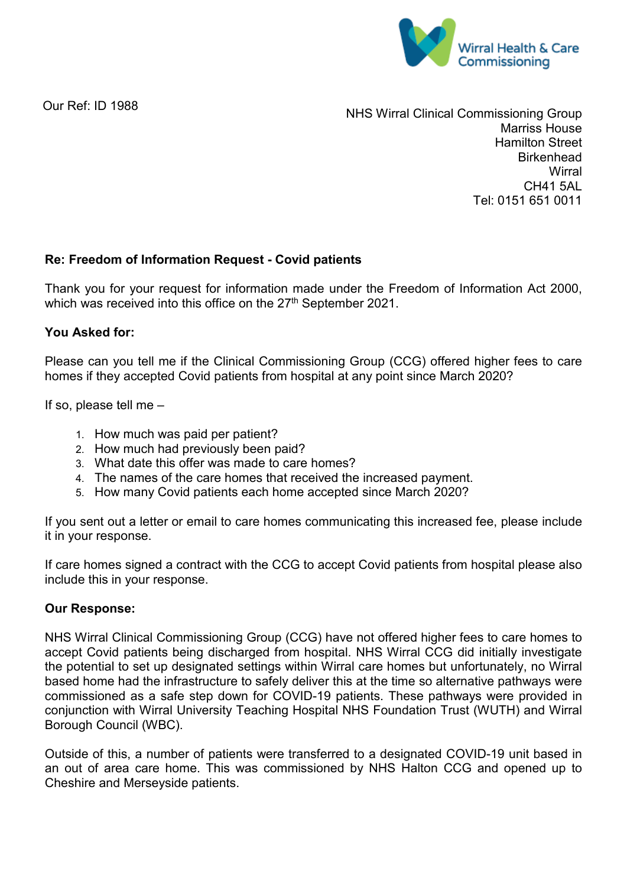Wirral Health & Care Commissioning

Our Ref: ID 1988

NHS Wirral Clinical Commissioning Group
Marriss House
Hamilton Street
Birkenhead
Wirral
CH41 5AL
Tel: 0151 651 0011

**Re: Freedom of Information Request - Covid patients**

Thank you for your request for information made under the Freedom of Information Act 2000, which was received into this office on the 27th September 2021.

**You Asked for:**

Please can you tell me if the Clinical Commissioning Group (CCG) offered higher fees to care homes if they accepted Covid patients from hospital at any point since March 2020?

If so, please tell me –

1. How much was paid per patient?
2. How much had previously been paid?
3. What date this offer was made to care homes?
4. The names of the care homes that received the increased payment.
5. How many Covid patients each home accepted since March 2020?

If you sent out a letter or email to care homes communicating this increased fee, please include it in your response.

If care homes signed a contract with the CCG to accept Covid patients from hospital please also include this in your response.

**Our Response:**

NHS Wirral Clinical Commissioning Group (CCG) have not offered higher fees to care homes to accept Covid patients being discharged from hospital. NHS Wirral CCG did initially investigate the potential to set up designated settings within Wirral care homes but unfortunately, no Wirral based home had the infrastructure to safely deliver this at the time so alternative pathways were commissioned as a safe step down for COVID-19 patients. These pathways were provided in conjunction with Wirral University Teaching Hospital NHS Foundation Trust (WUTH) and Wirral Borough Council (WBC).

Outside of this, a number of patients were transferred to a designated COVID-19 unit based in an out of area care home. This was commissioned by NHS Halton CCG and opened up to Cheshire and Merseyside patients.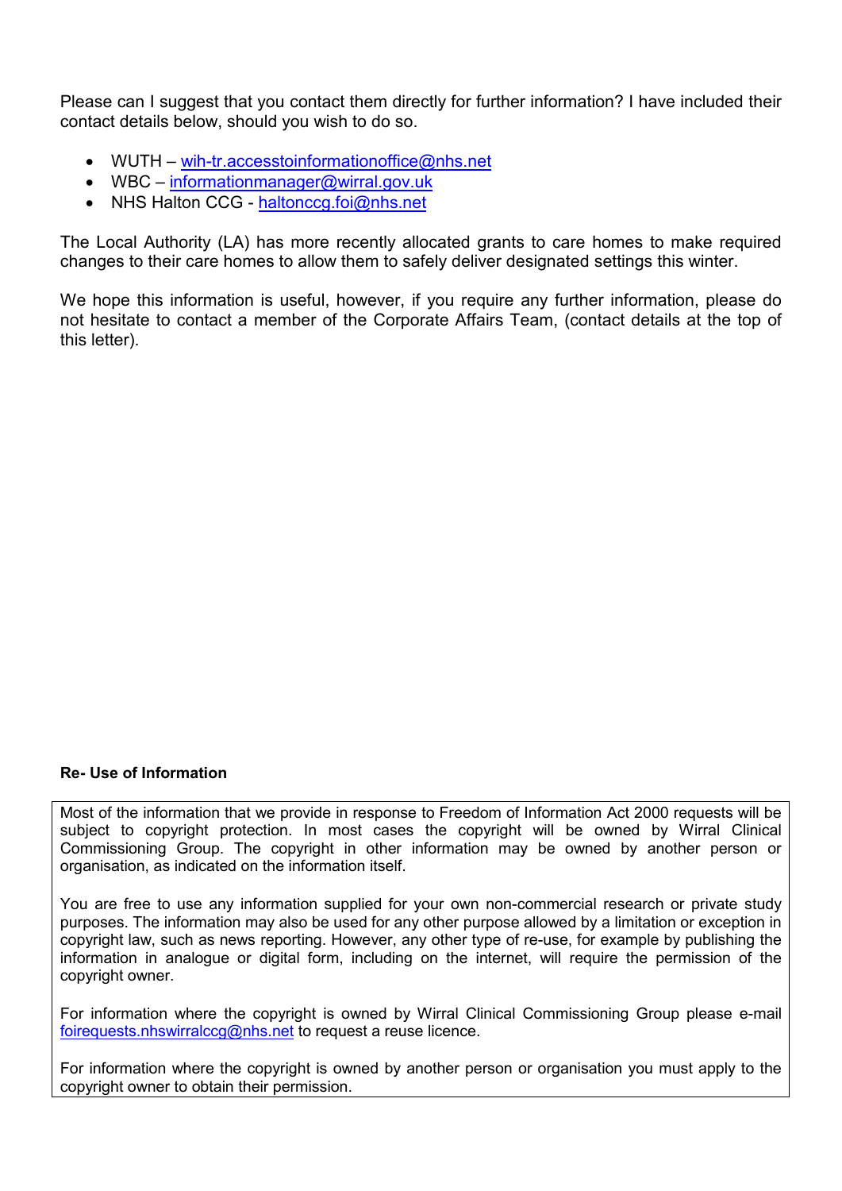Please can I suggest that you contact them directly for further information? I have included their contact details below, should you wish to do so.

- WUTH – wih-tr.accesstoinformationoffice@nhs.net
- WBC – informationmanager@wirral.gov.uk
- NHS Halton CCG - haltonccg.foi@nhs.net

The Local Authority (LA) has more recently allocated grants to care homes to make required changes to their care homes to allow them to safely deliver designated settings this winter.

We hope this information is useful, however, if you require any further information, please do not hesitate to contact a member of the Corporate Affairs Team, (contact details at the top of this letter).

**Re- Use of Information**

Most of the information that we provide in response to Freedom of Information Act 2000 requests will be subject to copyright protection. In most cases the copyright will be owned by Wirral Clinical Commissioning Group. The copyright in other information may be owned by another person or organisation, as indicated on the information itself.

You are free to use any information supplied for your own non-commercial research or private study purposes. The information may also be used for any other purpose allowed by a limitation or exception in copyright law, such as news reporting. However, any other type of re-use, for example by publishing the information in analogue or digital form, including on the internet, will require the permission of the copyright owner.

For information where the copyright is owned by Wirral Clinical Commissioning Group please e-mail foirequests.nhswirralccg@nhs.net to request a reuse licence.

For information where the copyright is owned by another person or organisation you must apply to the copyright owner to obtain their permission.